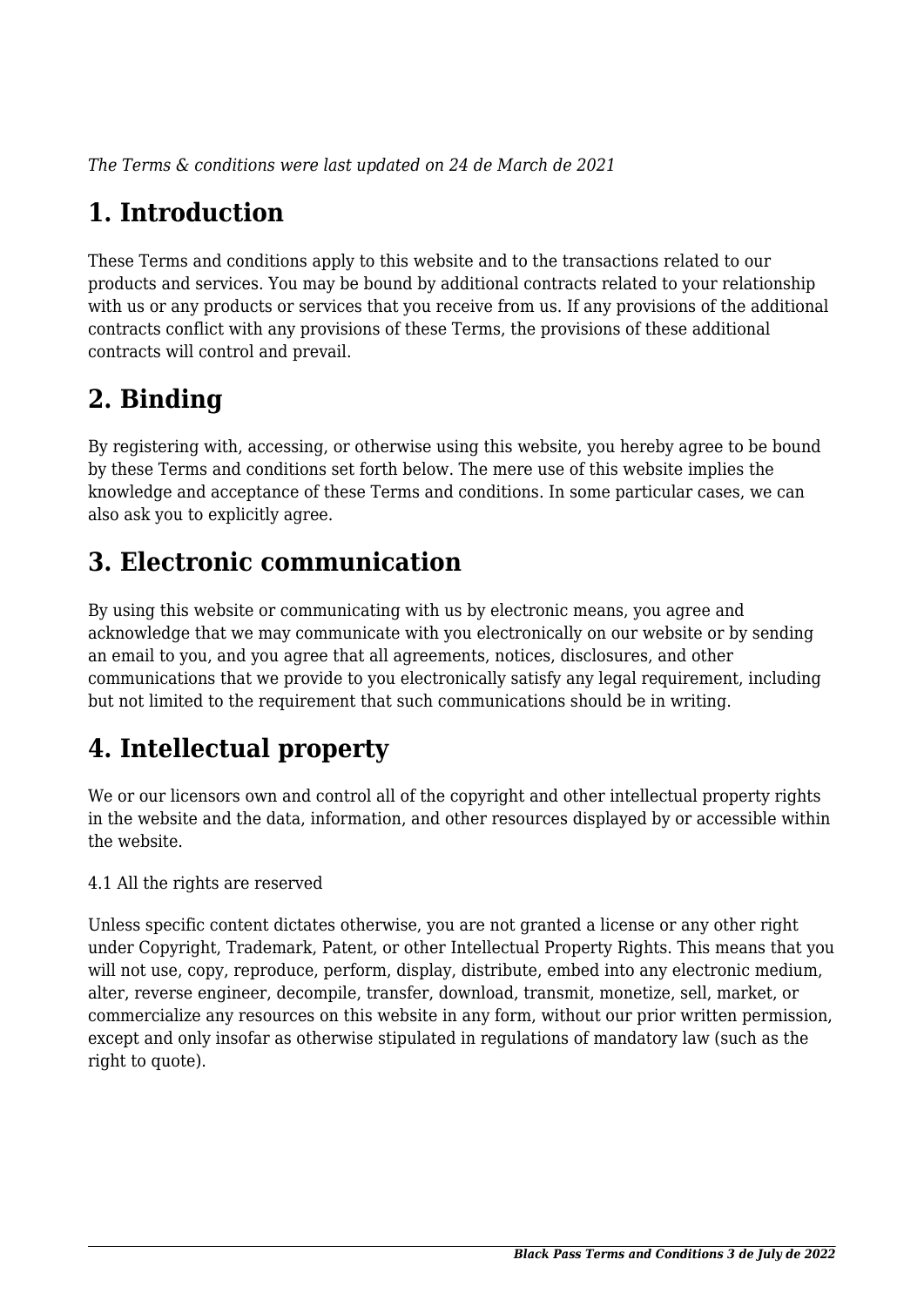*The Terms & conditions were last updated on 24 de March de 2021*

# 1. Introduction

These Terms and conditions apply to this website and to the transactions related to our products and services. You may be bound by additional contracts related to your relationship with us or any products or services that you receive from us. If any provisions of the additional contracts conflict with any provisions of these Terms, the provisions of these additional contracts will control and prevail.

# 2. Binding

By registering with, accessing, or otherwise using this website, you hereby agree to be bound by these Terms and conditions set forth below. The mere use of this website implies the knowledge and acceptance of these Terms and conditions. In some particular cases, we can also ask you to explicitly agree.

# 3. Electronic communication

By using this website or communicating with us by electronic means, you agree and acknowledge that we may communicate with you electronically on our website or by sending an email to you, and you agree that all agreements, notices, disclosures, and other communications that we provide to you electronically satisfy any legal requirement, including but not limited to the requirement that such communications should be in writing.

# 4. Intellectual property

We or our licensors own and control all of the copyright and other intellectual property rights in the website and the data, information, and other resources displayed by or accessible within the website.

4.1 All the rights are reserved

Unless specific content dictates otherwise, you are not granted a license or any other right under Copyright, Trademark, Patent, or other Intellectual Property Rights. This means that you will not use, copy, reproduce, perform, display, distribute, embed into any electronic medium, alter, reverse engineer, decompile, transfer, download, transmit, monetize, sell, market, or commercialize any resources on this website in any form, without our prior written permission, except and only insofar as otherwise stipulated in regulations of mandatory law (such as the right to quote).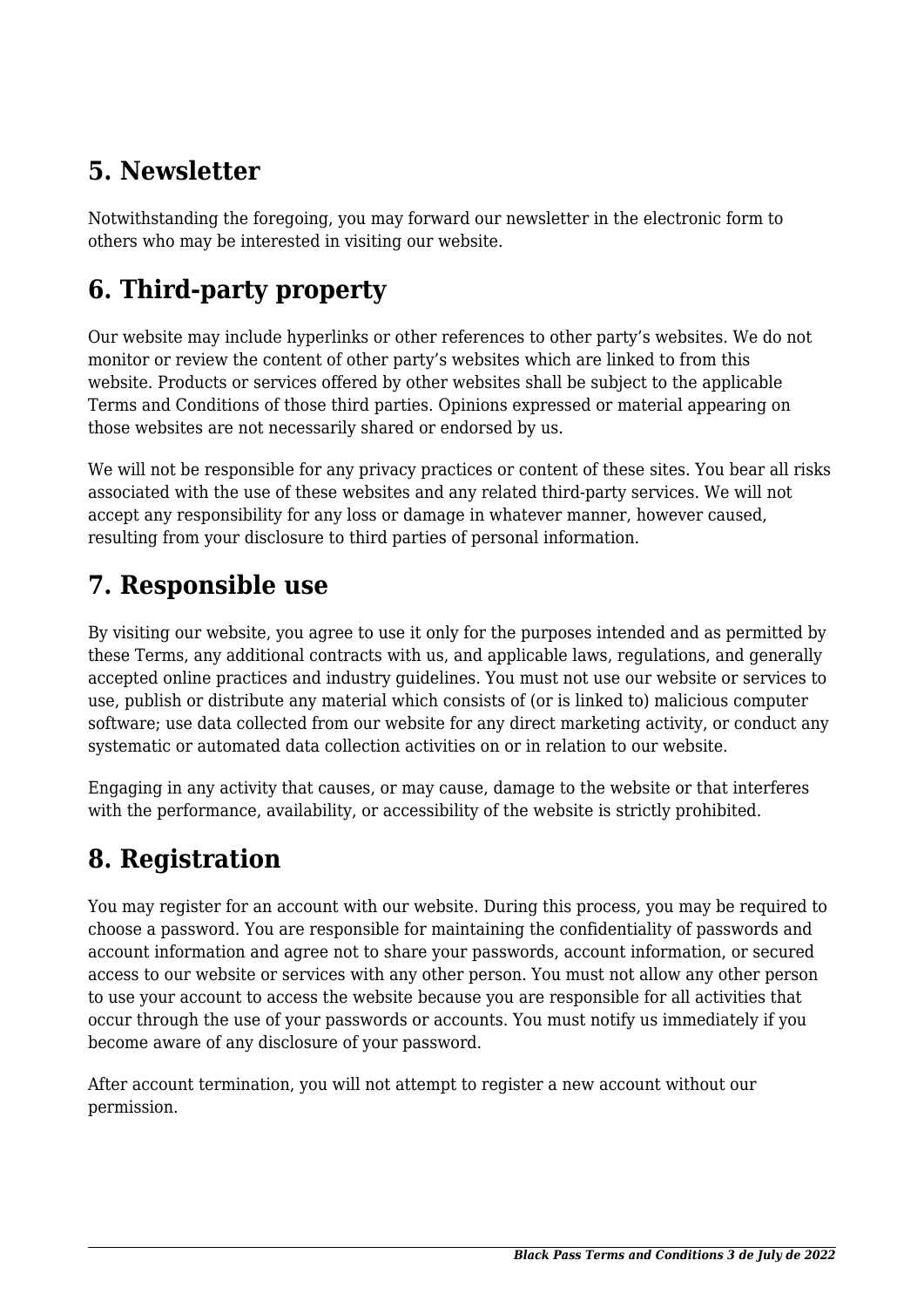## 5. Newsletter

Notwithstanding the foregoing, you may forward our newsletter in the electronic form to others who may be interested in visiting our website.

## 6. Third-party property

Our website may include hyperlinks or other references to other party's websites. We do not monitor or review the content of other party's websites which are linked to from this website. Products or services offered by other websites shall be subject to the applicable Terms and Conditions of those third parties. Opinions expressed or material appearing on those websites are not necessarily shared or endorsed by us.

We will not be responsible for any privacy practices or content of these sites. You bear all risks associated with the use of these websites and any related third-party services. We will not accept any responsibility for any loss or damage in whatever manner, however caused, resulting from your disclosure to third parties of personal information.

## 7. Responsible use

By visiting our website, you agree to use it only for the purposes intended and as permitted by these Terms, any additional contracts with us, and applicable laws, regulations, and generally accepted online practices and industry guidelines. You must not use our website or services to use, publish or distribute any material which consists of (or is linked to) malicious computer software; use data collected from our website for any direct marketing activity, or conduct any systematic or automated data collection activities on or in relation to our website.

Engaging in any activity that causes, or may cause, damage to the website or that interferes with the performance, availability, or accessibility of the website is strictly prohibited.

## 8. Registration

You may register for an account with our website. During this process, you may be required to choose a password. You are responsible for maintaining the confidentiality of passwords and account information and agree not to share your passwords, account information, or secured access to our website or services with any other person. You must not allow any other person to use your account to access the website because you are responsible for all activities that occur through the use of your passwords or accounts. You must notify us immediately if you become aware of any disclosure of your password.

After account termination, you will not attempt to register a new account without our permission.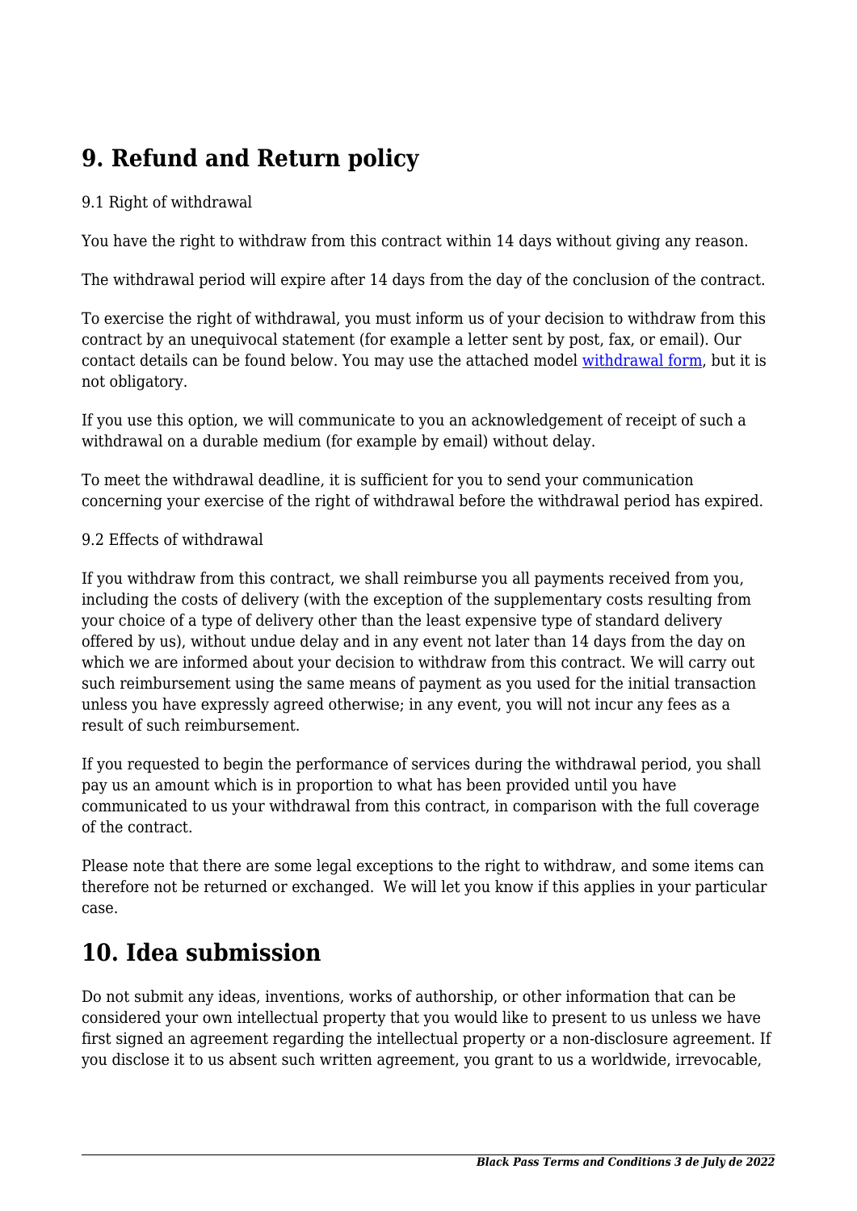## 9. Refund and Return policy

9.1 Right of withdrawal

You have the right to withdraw from this contract within 14 days without giving any reason.

The withdrawal period will expire after 14 days from the day of the conclusion of the contract.

To exercise the right of withdrawal, you must inform us of your decision to withdraw from this contract by an unequivocal statement (for example a letter sent by post, fax, or email). Our contact details can be found below. You may use the attached model withdrawal form, but it is not obligatory.

If you use this option, we will communicate to you an acknowledgement of receipt of such a withdrawal on a durable medium (for example by email) without delay.

To meet the withdrawal deadline, it is sufficient for you to send your communication concerning your exercise of the right of withdrawal before the withdrawal period has expired.

9.2 Effects of withdrawal

If you withdraw from this contract, we shall reimburse you all payments received from you, including the costs of delivery (with the exception of the supplementary costs resulting from your choice of a type of delivery other than the least expensive type of standard delivery offered by us), without undue delay and in any event not later than 14 days from the day on which we are informed about your decision to withdraw from this contract. We will carry out such reimbursement using the same means of payment as you used for the initial transaction unless you have expressly agreed otherwise; in any event, you will not incur any fees as a result of such reimbursement.

If you requested to begin the performance of services during the withdrawal period, you shall pay us an amount which is in proportion to what has been provided until you have communicated to us your withdrawal from this contract, in comparison with the full coverage of the contract.

Please note that there are some legal exceptions to the right to withdraw, and some items can therefore not be returned or exchanged. We will let you know if this applies in your particular case.

## 10. Idea submission

Do not submit any ideas, inventions, works of authorship, or other information that can be considered your own intellectual property that you would like to present to us unless we have first signed an agreement regarding the intellectual property or a non-disclosure agreement. If you disclose it to us absent such written agreement, you grant to us a worldwide, irrevocable,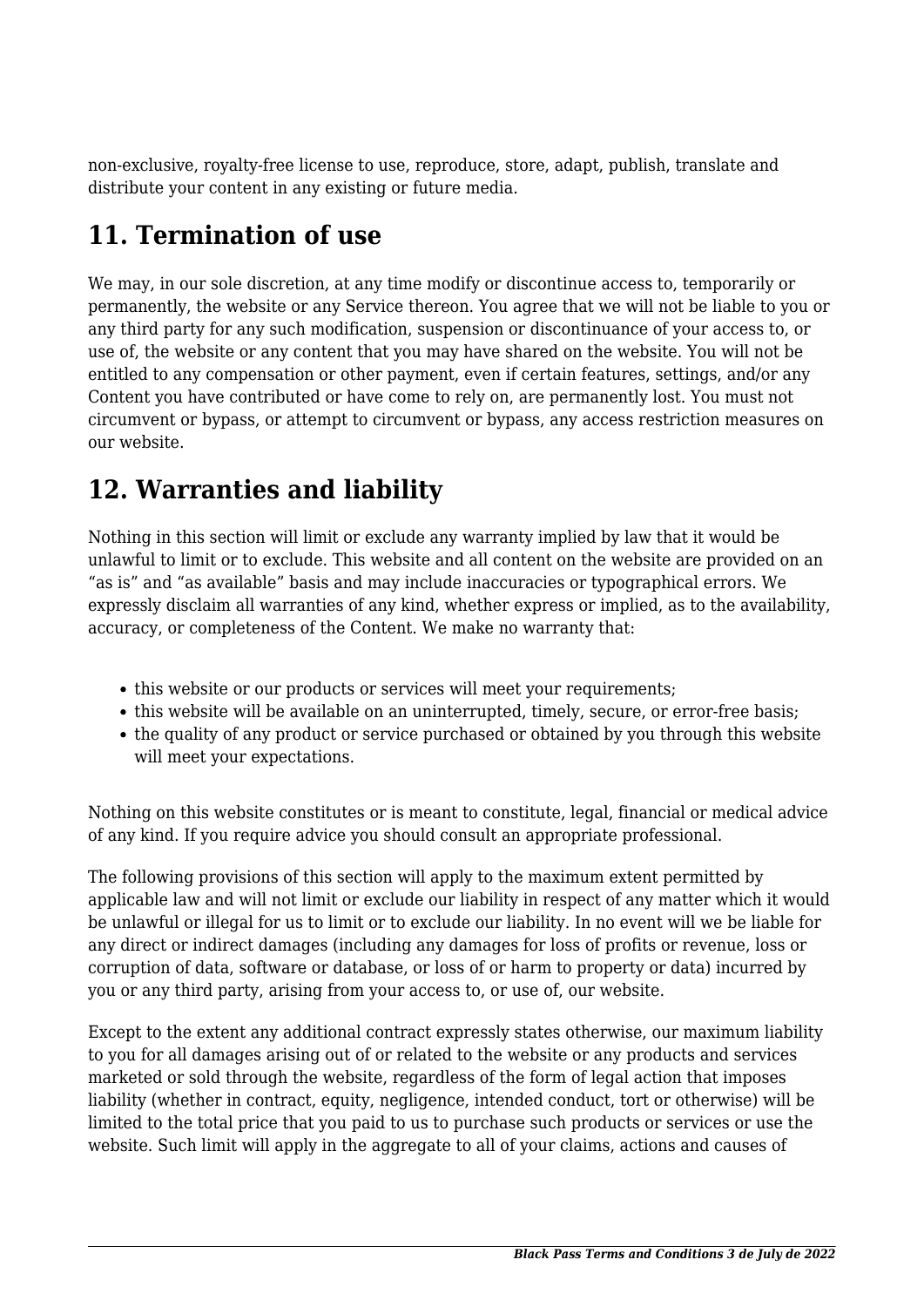non-exclusive, royalty-free license to use, reproduce, store, adapt, publish, translate and distribute your content in any existing or future media.

## 11. Termination of use

We may, in our sole discretion, at any time modify or discontinue access to, temporarily or permanently, the website or any Service thereon. You agree that we will not be liable to you or any third party for any such modification, suspension or discontinuance of your access to, or use of, the website or any content that you may have shared on the website. You will not be entitled to any compensation or other payment, even if certain features, settings, and/or any Content you have contributed or have come to rely on, are permanently lost. You must not circumvent or bypass, or attempt to circumvent or bypass, any access restriction measures on our website.

## 12. Warranties and liability

Nothing in this section will limit or exclude any warranty implied by law that it would be unlawful to limit or to exclude. This website and all content on the website are provided on an “as is” and “as available” basis and may include inaccuracies or typographical errors. We expressly disclaim all warranties of any kind, whether express or implied, as to the availability, accuracy, or completeness of the Content. We make no warranty that:

- this website or our products or services will meet your requirements;
- this website will be available on an uninterrupted, timely, secure, or error-free basis;
- the quality of any product or service purchased or obtained by you through this website will meet your expectations.

Nothing on this website constitutes or is meant to constitute, legal, financial or medical advice of any kind. If you require advice you should consult an appropriate professional.

The following provisions of this section will apply to the maximum extent permitted by applicable law and will not limit or exclude our liability in respect of any matter which it would be unlawful or illegal for us to limit or to exclude our liability. In no event will we be liable for any direct or indirect damages (including any damages for loss of profits or revenue, loss or corruption of data, software or database, or loss of or harm to property or data) incurred by you or any third party, arising from your access to, or use of, our website.

Except to the extent any additional contract expressly states otherwise, our maximum liability to you for all damages arising out of or related to the website or any products and services marketed or sold through the website, regardless of the form of legal action that imposes liability (whether in contract, equity, negligence, intended conduct, tort or otherwise) will be limited to the total price that you paid to us to purchase such products or services or use the website. Such limit will apply in the aggregate to all of your claims, actions and causes of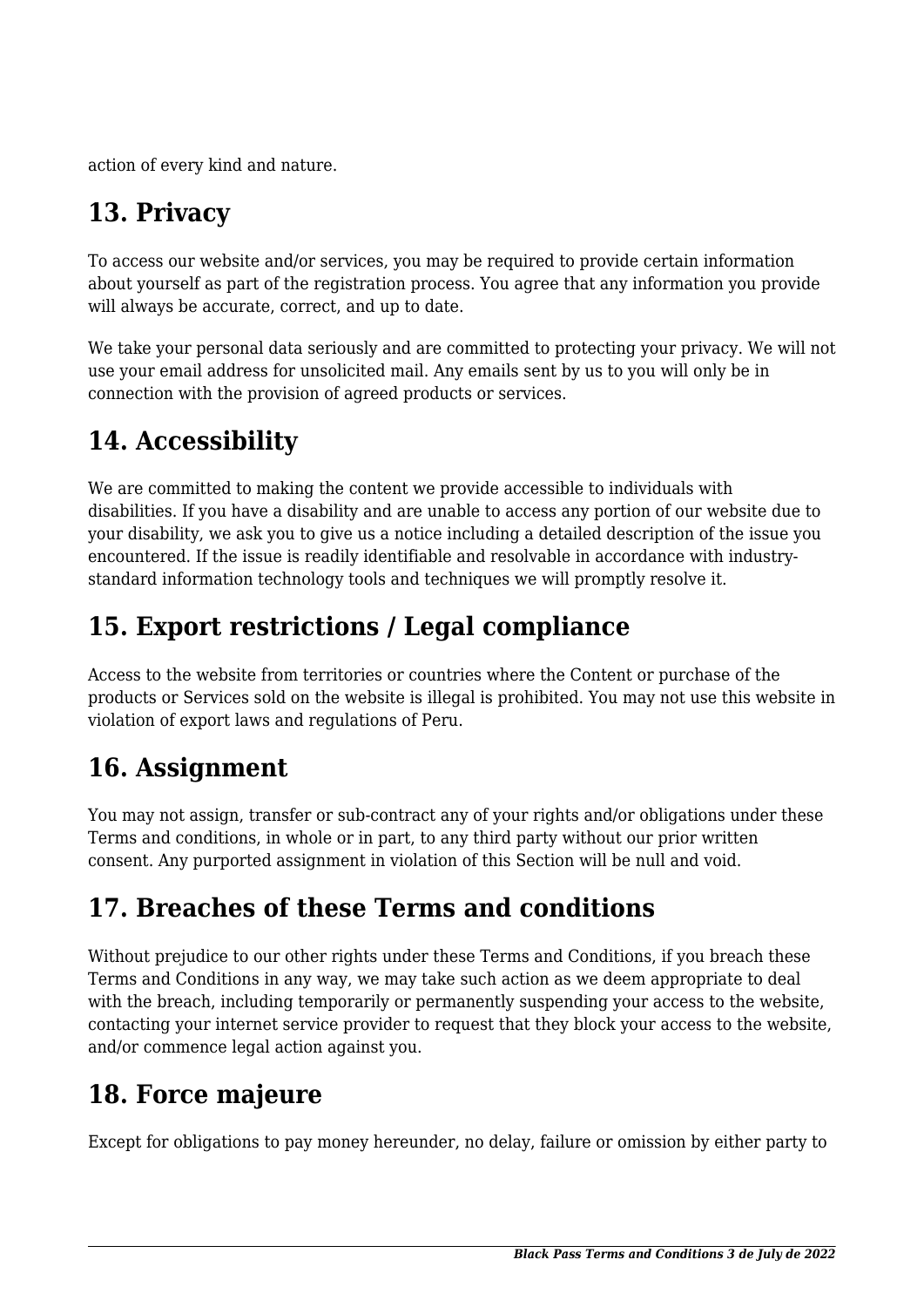action of every kind and nature.

## 13. Privacy

To access our website and/or services, you may be required to provide certain information about yourself as part of the registration process. You agree that any information you provide will always be accurate, correct, and up to date.

We take your personal data seriously and are committed to protecting your privacy. We will not use your email address for unsolicited mail. Any emails sent by us to you will only be in connection with the provision of agreed products or services.

## 14. Accessibility

We are committed to making the content we provide accessible to individuals with disabilities. If you have a disability and are unable to access any portion of our website due to your disability, we ask you to give us a notice including a detailed description of the issue you encountered. If the issue is readily identifiable and resolvable in accordance with industry-standard information technology tools and techniques we will promptly resolve it.

## 15. Export restrictions / Legal compliance

Access to the website from territories or countries where the Content or purchase of the products or Services sold on the website is illegal is prohibited. You may not use this website in violation of export laws and regulations of Peru.

## 16. Assignment

You may not assign, transfer or sub-contract any of your rights and/or obligations under these Terms and conditions, in whole or in part, to any third party without our prior written consent. Any purported assignment in violation of this Section will be null and void.

## 17. Breaches of these Terms and conditions

Without prejudice to our other rights under these Terms and Conditions, if you breach these Terms and Conditions in any way, we may take such action as we deem appropriate to deal with the breach, including temporarily or permanently suspending your access to the website, contacting your internet service provider to request that they block your access to the website, and/or commence legal action against you.

## 18. Force majeure

Except for obligations to pay money hereunder, no delay, failure or omission by either party to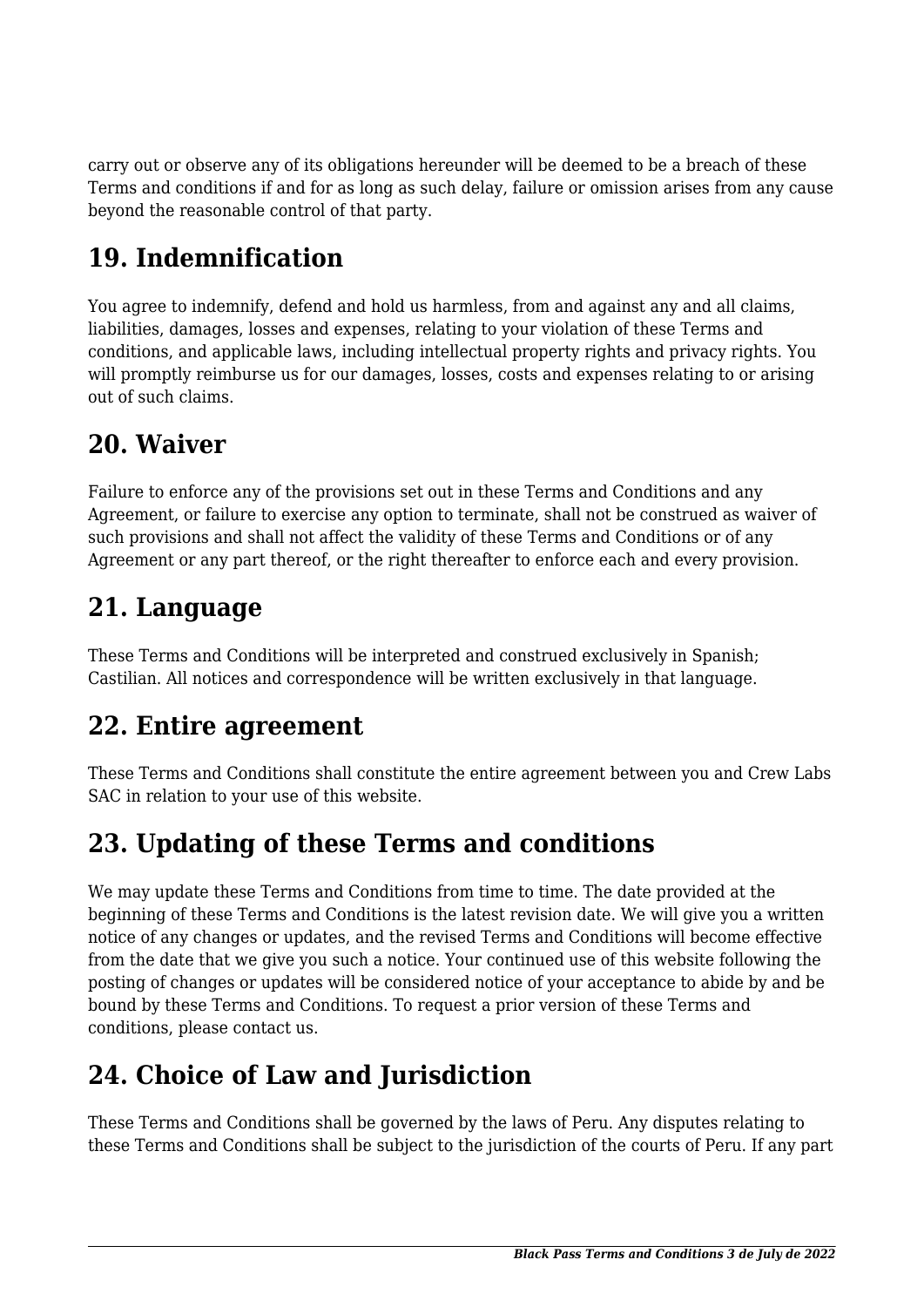carry out or observe any of its obligations hereunder will be deemed to be a breach of these Terms and conditions if and for as long as such delay, failure or omission arises from any cause beyond the reasonable control of that party.

## 19. Indemnification

You agree to indemnify, defend and hold us harmless, from and against any and all claims, liabilities, damages, losses and expenses, relating to your violation of these Terms and conditions, and applicable laws, including intellectual property rights and privacy rights. You will promptly reimburse us for our damages, losses, costs and expenses relating to or arising out of such claims.

## 20. Waiver

Failure to enforce any of the provisions set out in these Terms and Conditions and any Agreement, or failure to exercise any option to terminate, shall not be construed as waiver of such provisions and shall not affect the validity of these Terms and Conditions or of any Agreement or any part thereof, or the right thereafter to enforce each and every provision.

## 21. Language

These Terms and Conditions will be interpreted and construed exclusively in Spanish; Castilian. All notices and correspondence will be written exclusively in that language.

## 22. Entire agreement

These Terms and Conditions shall constitute the entire agreement between you and Crew Labs SAC in relation to your use of this website.

## 23. Updating of these Terms and conditions

We may update these Terms and Conditions from time to time. The date provided at the beginning of these Terms and Conditions is the latest revision date. We will give you a written notice of any changes or updates, and the revised Terms and Conditions will become effective from the date that we give you such a notice. Your continued use of this website following the posting of changes or updates will be considered notice of your acceptance to abide by and be bound by these Terms and Conditions. To request a prior version of these Terms and conditions, please contact us.

## 24. Choice of Law and Jurisdiction

These Terms and Conditions shall be governed by the laws of Peru. Any disputes relating to these Terms and Conditions shall be subject to the jurisdiction of the courts of Peru. If any part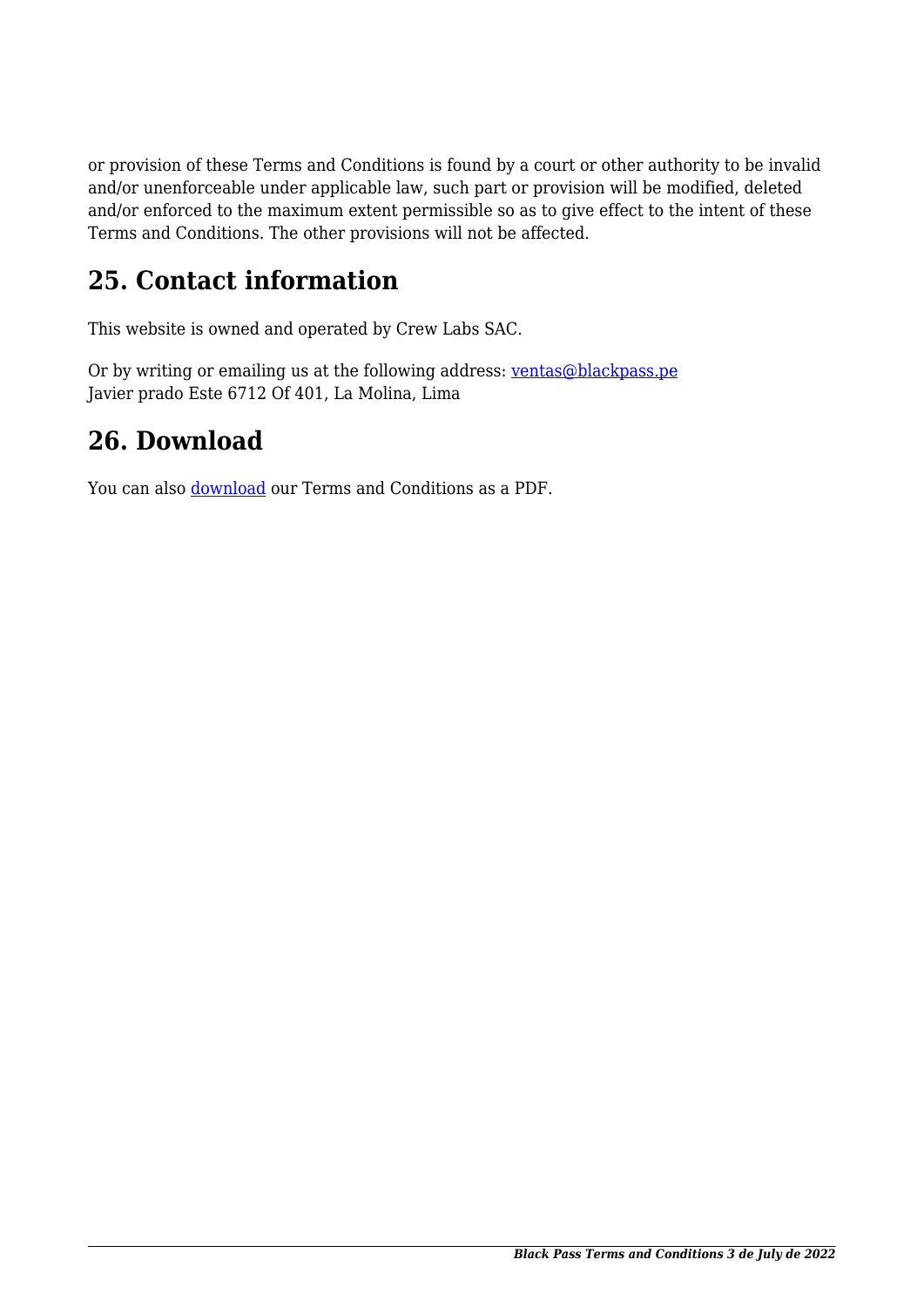or provision of these Terms and Conditions is found by a court or other authority to be invalid and/or unenforceable under applicable law, such part or provision will be modified, deleted and/or enforced to the maximum extent permissible so as to give effect to the intent of these Terms and Conditions. The other provisions will not be affected.

## 25. Contact information

This website is owned and operated by Crew Labs SAC.

Or by writing or emailing us at the following address: ventas@blackpass.pe
Javier prado Este 6712 Of 401, La Molina, Lima

## 26. Download

You can also download our Terms and Conditions as a PDF.